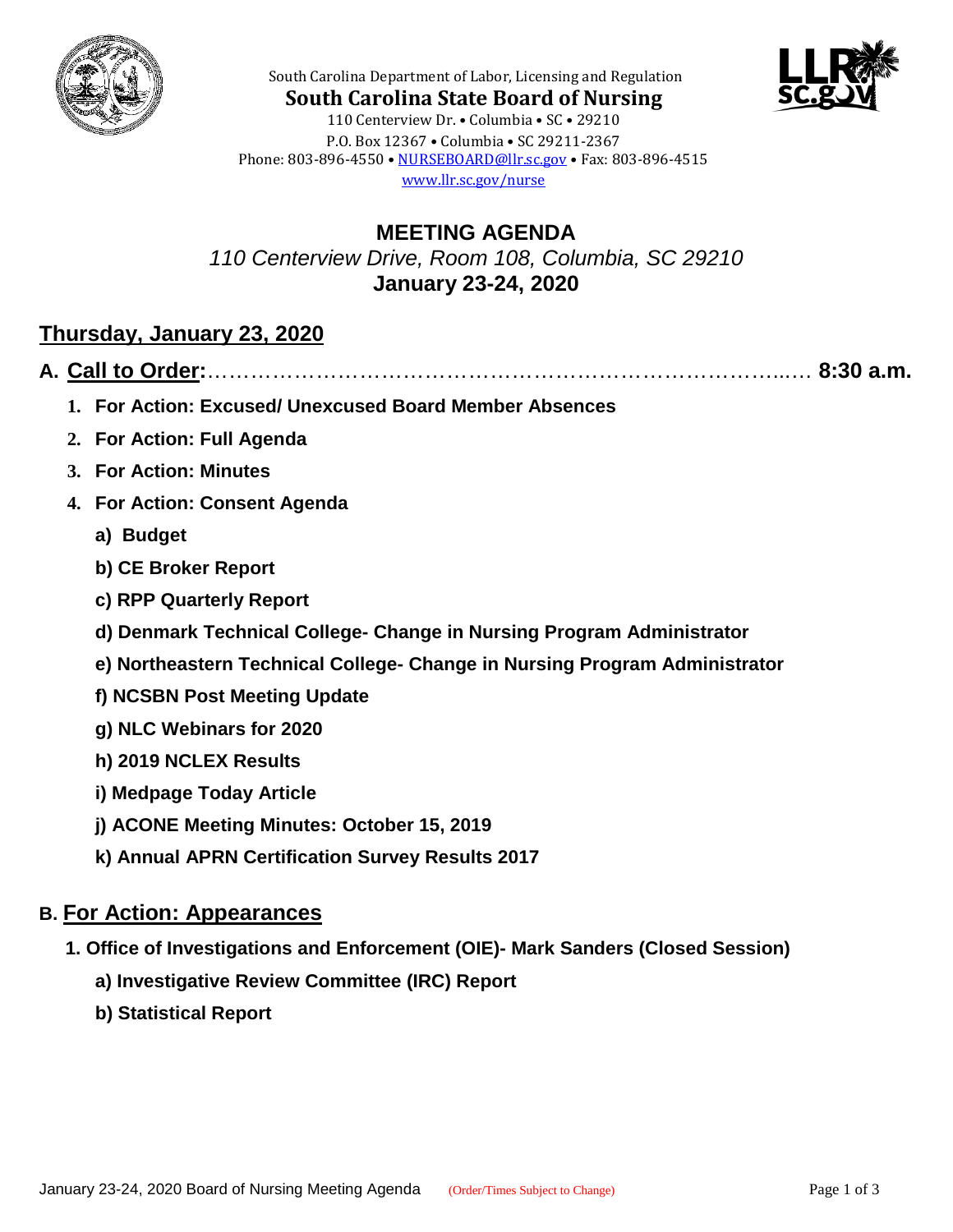South Carolina Department of Labor, Licensing and Regulation

**South Carolina State Board of Nursing**

110 Centerview Dr. • Columbia • SC • 29210
P.O. Box 12367 • Columbia • SC 29211-2367
Phone: 803-896-4550 • NURSEBOARD@llr.sc.gov • Fax: 803-896-4515
www.llr.sc.gov/nurse

# MEETING AGENDA

*110 Centerview Drive, Room 108, Columbia, SC 29210*

**January 23-24, 2020**

## Thursday, January 23, 2020

### A. Call to Order:…………………………………………………………………….… 8:30 a.m.

1. **For Action: Excused/ Unexcused Board Member Absences**
2. **For Action: Full Agenda**
3. **For Action: Minutes**
4. **For Action: Consent Agenda**
   - **a) Budget**
   - **b) CE Broker Report**
   - **c) RPP Quarterly Report**
   - **d) Denmark Technical College- Change in Nursing Program Administrator**
   - **e) Northeastern Technical College- Change in Nursing Program Administrator**
   - **f) NCSBN Post Meeting Update**
   - **g) NLC Webinars for 2020**
   - **h) 2019 NCLEX Results**
   - **i) Medpage Today Article**
   - **j) ACONE Meeting Minutes: October 15, 2019**
   - **k) Annual APRN Certification Survey Results 2017**

### B. For Action: Appearances

1. **Office of Investigations and Enforcement (OIE)- Mark Sanders (Closed Session)**
   - **a) Investigative Review Committee (IRC) Report**
   - **b) Statistical Report**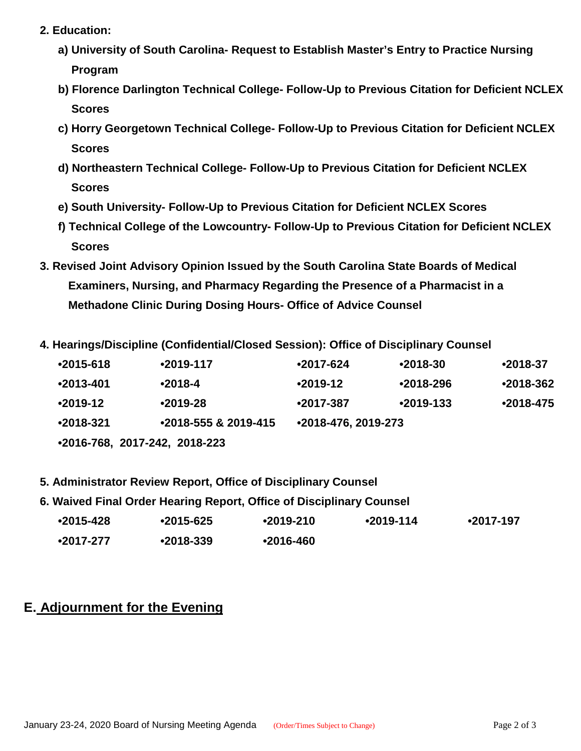**2. Education:**

- **a) University of South Carolina- Request to Establish Master's Entry to Practice Nursing Program**
- **b) Florence Darlington Technical College- Follow-Up to Previous Citation for Deficient NCLEX Scores**
- **c) Horry Georgetown Technical College- Follow-Up to Previous Citation for Deficient NCLEX Scores**
- **d) Northeastern Technical College- Follow-Up to Previous Citation for Deficient NCLEX Scores**
- **e) South University- Follow-Up to Previous Citation for Deficient NCLEX Scores**
- **f) Technical College of the Lowcountry- Follow-Up to Previous Citation for Deficient NCLEX Scores**

**3. Revised Joint Advisory Opinion Issued by the South Carolina State Boards of Medical Examiners, Nursing, and Pharmacy Regarding the Presence of a Pharmacist in a Methadone Clinic During Dosing Hours- Office of Advice Counsel**

**4. Hearings/Discipline (Confidential/Closed Session): Office of Disciplinary Counsel**

- **•2015-618**
- **•2019-117**
- **•2017-624**
- **•2018-30**
- **•2018-37**
- **•2013-401**
- **•2018-4**
- **•2019-12**
- **•2018-296**
- **•2018-362**
- **•2019-12**
- **•2019-28**
- **•2017-387**
- **•2019-133**
- **•2018-475**
- **•2018-321**
- **•2018-555 & 2019-415**
- **•2018-476, 2019-273**
- **•2016-768, 2017-242, 2018-223**

**5. Administrator Review Report, Office of Disciplinary Counsel**

**6. Waived Final Order Hearing Report, Office of Disciplinary Counsel**

- **•2015-428**
- **•2015-625**
- **•2019-210**
- **•2019-114**
- **•2017-197**
- **•2017-277**
- **•2018-339**
- **•2016-460**

## E. Adjournment for the Evening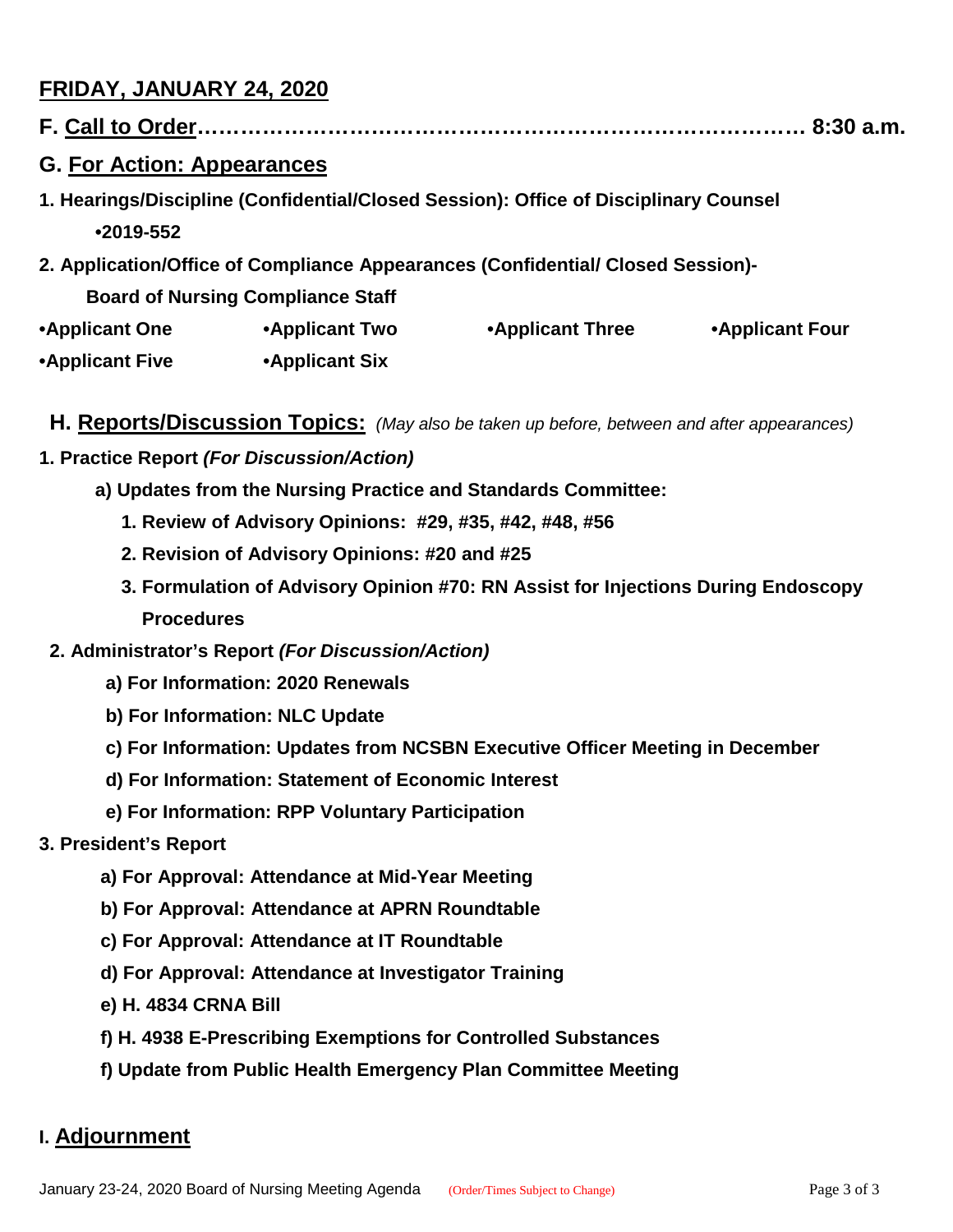## FRIDAY, JANUARY 24, 2020

**F. Call to Order………………………………………………………………………… 8:30 a.m.**

**G. For Action: Appearances**

**1. Hearings/Discipline (Confidential/Closed Session): Office of Disciplinary Counsel**

- **2019-552**

**2. Application/Office of Compliance Appearances (Confidential/ Closed Session)- Board of Nursing Compliance Staff**

- **Applicant One**
- **Applicant Two**
- **Applicant Three**
- **Applicant Four**
- **Applicant Five**
- **Applicant Six**

**H. Reports/Discussion Topics:** *(May also be taken up before, between and after appearances)*

**1. Practice Report *(For Discussion/Action)***

**a) Updates from the Nursing Practice and Standards Committee:**

**1. Review of Advisory Opinions: #29, #35, #42, #48, #56**

**2. Revision of Advisory Opinions: #20 and #25**

**3. Formulation of Advisory Opinion #70: RN Assist for Injections During Endoscopy Procedures**

**2. Administrator's Report *(For Discussion/Action)***

**a) For Information: 2020 Renewals**

**b) For Information: NLC Update**

**c) For Information: Updates from NCSBN Executive Officer Meeting in December**

**d) For Information: Statement of Economic Interest**

**e) For Information: RPP Voluntary Participation**

**3. President's Report**

**a) For Approval: Attendance at Mid-Year Meeting**

**b) For Approval: Attendance at APRN Roundtable**

**c) For Approval: Attendance at IT Roundtable**

**d) For Approval: Attendance at Investigator Training**

**e) H. 4834 CRNA Bill**

**f) H. 4938 E-Prescribing Exemptions for Controlled Substances**

**f) Update from Public Health Emergency Plan Committee Meeting**

**I. Adjournment**